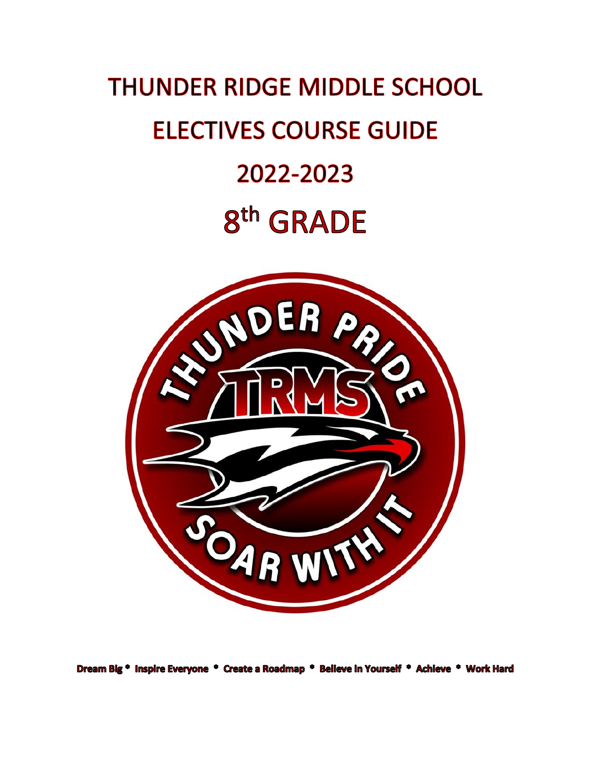# THUNDER RIDGE MIDDLE SCHOOL

# ELECTIVES COURSE GUIDE

# 2022-2023

# 8th GRADE

**Dream Big * Inspire Everyone * Create a Roadmap * Believe in Yourself * Achieve * Work Hard**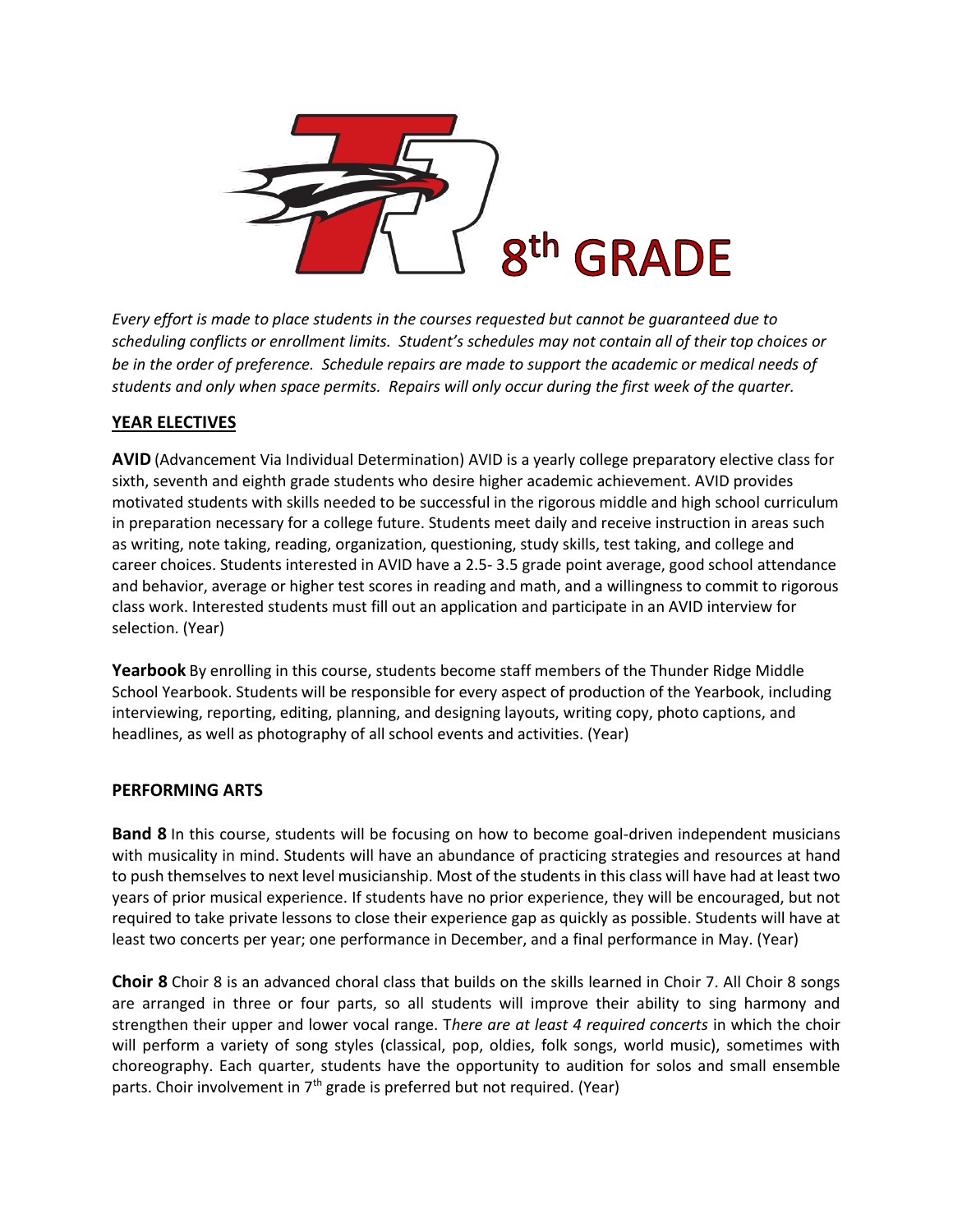# 8th GRADE

*Every effort is made to place students in the courses requested but cannot be guaranteed due to scheduling conflicts or enrollment limits. Student's schedules may not contain all of their top choices or be in the order of preference. Schedule repairs are made to support the academic or medical needs of students and only when space permits. Repairs will only occur during the first week of the quarter.*

## YEAR ELECTIVES

**AVID** (Advancement Via Individual Determination) AVID is a yearly college preparatory elective class for sixth, seventh and eighth grade students who desire higher academic achievement. AVID provides motivated students with skills needed to be successful in the rigorous middle and high school curriculum in preparation necessary for a college future. Students meet daily and receive instruction in areas such as writing, note taking, reading, organization, questioning, study skills, test taking, and college and career choices. Students interested in AVID have a 2.5- 3.5 grade point average, good school attendance and behavior, average or higher test scores in reading and math, and a willingness to commit to rigorous class work. Interested students must fill out an application and participate in an AVID interview for selection. (Year)

**Yearbook** By enrolling in this course, students become staff members of the Thunder Ridge Middle School Yearbook. Students will be responsible for every aspect of production of the Yearbook, including interviewing, reporting, editing, planning, and designing layouts, writing copy, photo captions, and headlines, as well as photography of all school events and activities. (Year)

## PERFORMING ARTS

**Band 8** In this course, students will be focusing on how to become goal-driven independent musicians with musicality in mind. Students will have an abundance of practicing strategies and resources at hand to push themselves to next level musicianship. Most of the students in this class will have had at least two years of prior musical experience. If students have no prior experience, they will be encouraged, but not required to take private lessons to close their experience gap as quickly as possible. Students will have at least two concerts per year; one performance in December, and a final performance in May. (Year)

**Choir 8** Choir 8 is an advanced choral class that builds on the skills learned in Choir 7. All Choir 8 songs are arranged in three or four parts, so all students will improve their ability to sing harmony and strengthen their upper and lower vocal range. T*here are at least 4 required concerts* in which the choir will perform a variety of song styles (classical, pop, oldies, folk songs, world music), sometimes with choreography. Each quarter, students have the opportunity to audition for solos and small ensemble parts. Choir involvement in 7th grade is preferred but not required. (Year)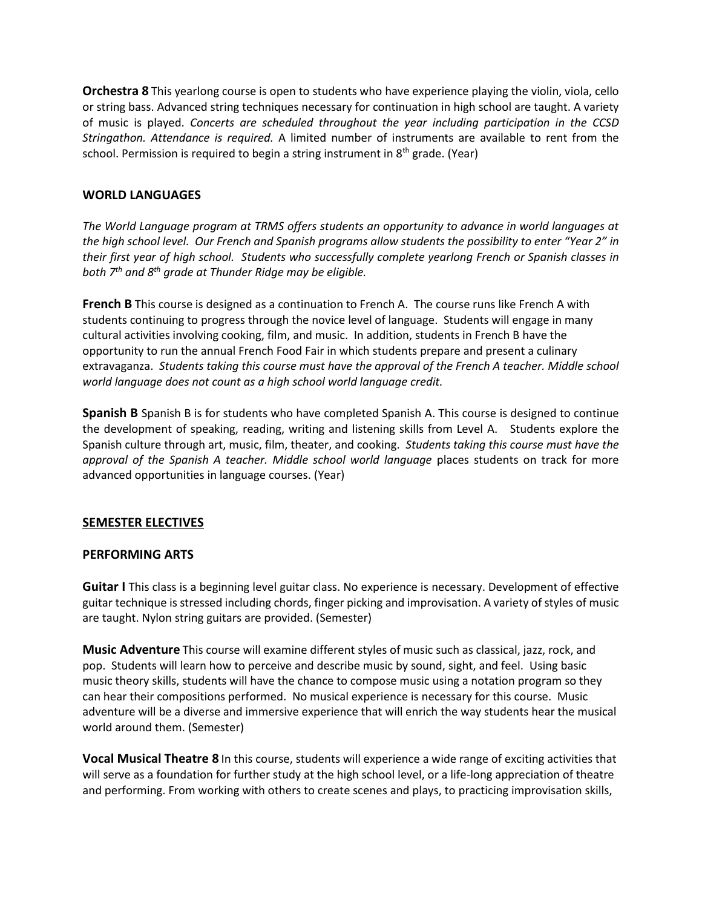**Orchestra 8** This yearlong course is open to students who have experience playing the violin, viola, cello or string bass. Advanced string techniques necessary for continuation in high school are taught. A variety of music is played. *Concerts are scheduled throughout the year including participation in the CCSD Stringathon. Attendance is required.* A limited number of instruments are available to rent from the school. Permission is required to begin a string instrument in 8th grade. (Year)

## WORLD LANGUAGES

*The World Language program at TRMS offers students an opportunity to advance in world languages at the high school level. Our French and Spanish programs allow students the possibility to enter "Year 2" in their first year of high school. Students who successfully complete yearlong French or Spanish classes in both 7th and 8th grade at Thunder Ridge may be eligible.*

**French B** This course is designed as a continuation to French A. The course runs like French A with students continuing to progress through the novice level of language. Students will engage in many cultural activities involving cooking, film, and music. In addition, students in French B have the opportunity to run the annual French Food Fair in which students prepare and present a culinary extravaganza. *Students taking this course must have the approval of the French A teacher. Middle school world language does not count as a high school world language credit.*

**Spanish B** Spanish B is for students who have completed Spanish A. This course is designed to continue the development of speaking, reading, writing and listening skills from Level A. Students explore the Spanish culture through art, music, film, theater, and cooking. *Students taking this course must have the approval of the Spanish A teacher. Middle school world language* places students on track for more advanced opportunities in language courses. (Year)

## SEMESTER ELECTIVES

## PERFORMING ARTS

**Guitar I** This class is a beginning level guitar class. No experience is necessary. Development of effective guitar technique is stressed including chords, finger picking and improvisation. A variety of styles of music are taught. Nylon string guitars are provided. (Semester)

**Music Adventure** This course will examine different styles of music such as classical, jazz, rock, and pop. Students will learn how to perceive and describe music by sound, sight, and feel. Using basic music theory skills, students will have the chance to compose music using a notation program so they can hear their compositions performed. No musical experience is necessary for this course. Music adventure will be a diverse and immersive experience that will enrich the way students hear the musical world around them. (Semester)

**Vocal Musical Theatre 8** In this course, students will experience a wide range of exciting activities that will serve as a foundation for further study at the high school level, or a life-long appreciation of theatre and performing. From working with others to create scenes and plays, to practicing improvisation skills,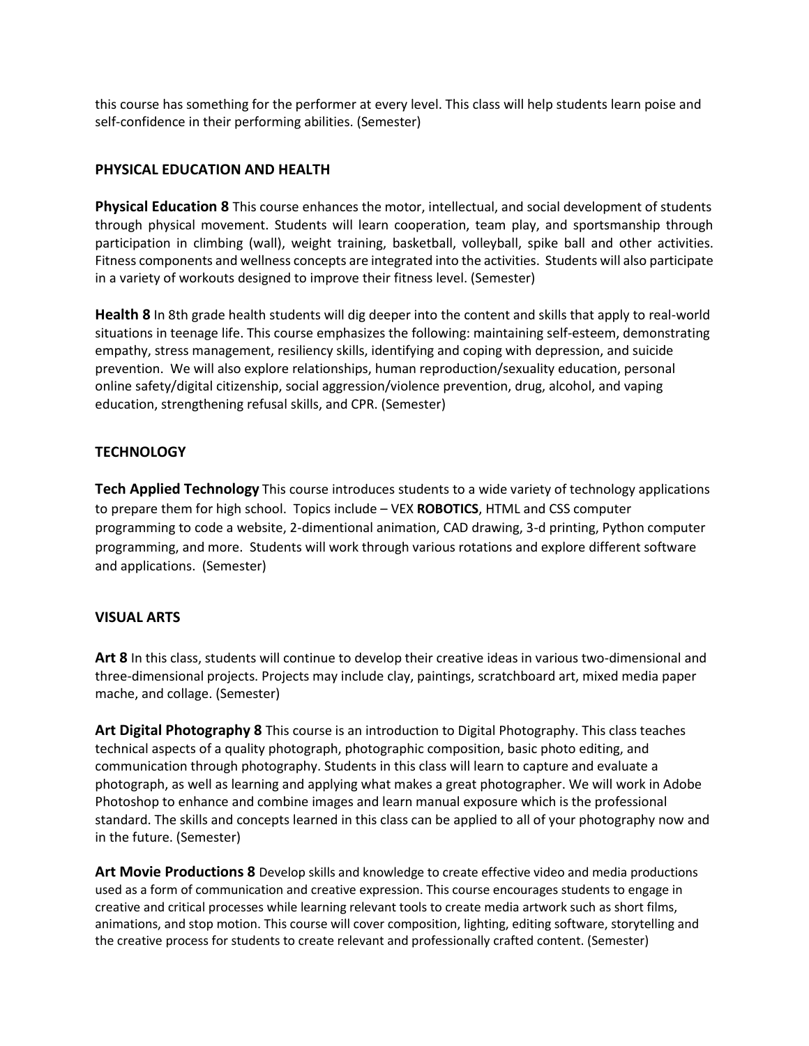this course has something for the performer at every level. This class will help students learn poise and self-confidence in their performing abilities. (Semester)

## PHYSICAL EDUCATION AND HEALTH

**Physical Education 8** This course enhances the motor, intellectual, and social development of students through physical movement. Students will learn cooperation, team play, and sportsmanship through participation in climbing (wall), weight training, basketball, volleyball, spike ball and other activities. Fitness components and wellness concepts are integrated into the activities. Students will also participate in a variety of workouts designed to improve their fitness level. (Semester)

**Health 8** In 8th grade health students will dig deeper into the content and skills that apply to real-world situations in teenage life. This course emphasizes the following: maintaining self-esteem, demonstrating empathy, stress management, resiliency skills, identifying and coping with depression, and suicide prevention. We will also explore relationships, human reproduction/sexuality education, personal online safety/digital citizenship, social aggression/violence prevention, drug, alcohol, and vaping education, strengthening refusal skills, and CPR. (Semester)

## TECHNOLOGY

**Tech Applied Technology** This course introduces students to a wide variety of technology applications to prepare them for high school. Topics include – VEX **ROBOTICS**, HTML and CSS computer programming to code a website, 2-dimentional animation, CAD drawing, 3-d printing, Python computer programming, and more. Students will work through various rotations and explore different software and applications. (Semester)

## VISUAL ARTS

**Art 8** In this class, students will continue to develop their creative ideas in various two-dimensional and three-dimensional projects. Projects may include clay, paintings, scratchboard art, mixed media paper mache, and collage. (Semester)

**Art Digital Photography 8** This course is an introduction to Digital Photography. This class teaches technical aspects of a quality photograph, photographic composition, basic photo editing, and communication through photography. Students in this class will learn to capture and evaluate a photograph, as well as learning and applying what makes a great photographer. We will work in Adobe Photoshop to enhance and combine images and learn manual exposure which is the professional standard. The skills and concepts learned in this class can be applied to all of your photography now and in the future. (Semester)

**Art Movie Productions 8** Develop skills and knowledge to create effective video and media productions used as a form of communication and creative expression. This course encourages students to engage in creative and critical processes while learning relevant tools to create media artwork such as short films, animations, and stop motion. This course will cover composition, lighting, editing software, storytelling and the creative process for students to create relevant and professionally crafted content. (Semester)